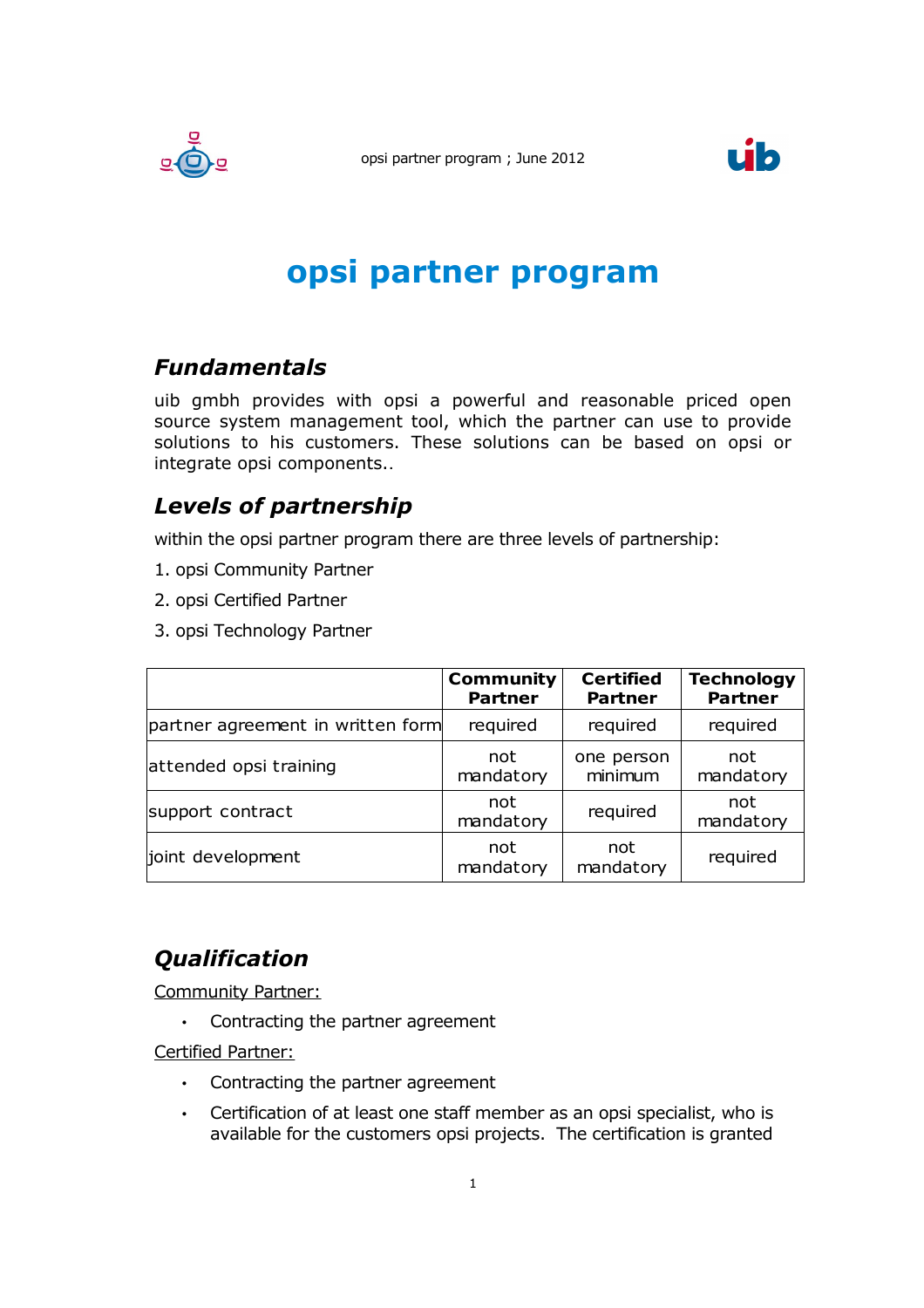# opsi partner program

## *Fundamentals*

uib gmbh provides with opsi a powerful and reasonable priced open source system management tool, which the partner can use to provide solutions to his customers. These solutions can be based on opsi or integrate opsi components..

## *Levels of partnership*

within the opsi partner program there are three levels of partnership:

1. opsi Community Partner
2. opsi Certified Partner
3. opsi Technology Partner

| | **Community Partner** | **Certified Partner** | **Technology Partner** |
|---|---|---|---|
| partner agreement in written form | required | required | required |
| attended opsi training | not mandatory | one person minimum | not mandatory |
| support contract | not mandatory | required | not mandatory |
| joint development | not mandatory | not mandatory | required |

## *Qualification*

Community Partner:

- Contracting the partner agreement

Certified Partner:

- Contracting the partner agreement
- Certification of at least one staff member as an opsi specialist, who is available for the customers opsi projects. The certification is granted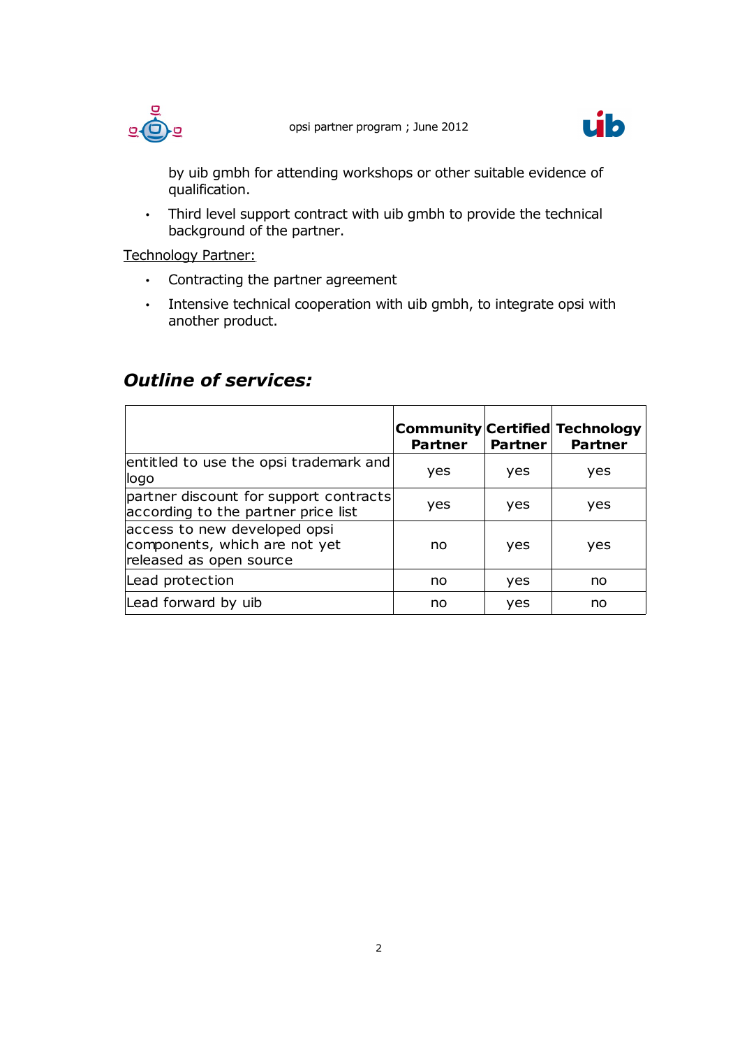by uib gmbh for attending workshops or other suitable evidence of qualification.

- Third level support contract with uib gmbh to provide the technical background of the partner.

Technology Partner:

- Contracting the partner agreement
- Intensive technical cooperation with uib gmbh, to integrate opsi with another product.

## *Outline of services:*

| | **Community Partner** | **Certified Partner** | **Technology Partner** |
|---|---|---|---|
| entitled to use the opsi trademark and logo | yes | yes | yes |
| partner discount for support contracts according to the partner price list | yes | yes | yes |
| access to new developed opsi components, which are not yet released as open source | no | yes | yes |
| Lead protection | no | yes | no |
| Lead forward by uib | no | yes | no |